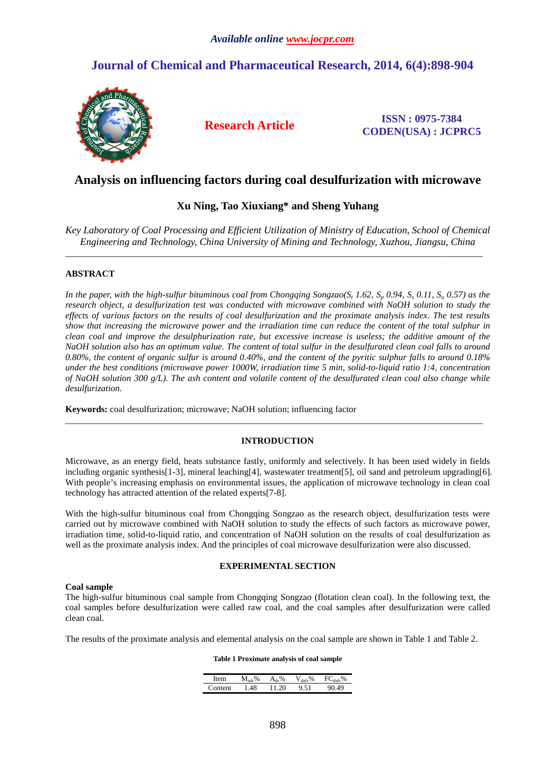# Analysis on influencing factors during coal desulfurization with microwave

**Xu Ning, Tao Xiuxiang\* and Sheng Yuhang**

*Key Laboratory of Coal Processing and Efficient Utilization of Ministry of Education, School of Chemical Engineering and Technology, China University of Mining and Technology, Xuzhou, Jiangsu, China*

---

## ABSTRACT

*In the paper, with the high-sulfur bituminous coal from Chongqing Songzao($S_t$ 1.62, $S_p$ 0.94, $S_s$ 0.11, $S_o$ 0.57) as the research object, a desulfurization test was conducted with microwave combined with NaOH solution to study the effects of various factors on the results of coal desulfurization and the proximate analysis index. The test results show that increasing the microwave power and the irradiation time can reduce the content of the total sulphur in clean coal and improve the desulphurization rate, but excessive increase is useless; the additive amount of the NaOH solution also has an optimum value. The content of total sulfur in the desulfurated clean coal falls to around 0.80%, the content of organic sulfur is around 0.40%, and the content of the pyritic sulphur falls to around 0.18% under the best conditions (microwave power 1000W, irradiation time 5 min, solid-to-liquid ratio 1:4, concentration of NaOH solution 300 g/L). The ash content and volatile content of the desulfurated clean coal also change while desulfurization.*

**Keywords:** coal desulfurization; microwave; NaOH solution; influencing factor

---

## INTRODUCTION

Microwave, as an energy field, heats substance fastly, uniformly and selectively. It has been used widely in fields including organic synthesis[1-3], mineral leaching[4], wastewater treatment[5], oil sand and petroleum upgrading[6]. With people's increasing emphasis on environmental issues, the application of microwave technology in clean coal technology has attracted attention of the related experts[7-8].

With the high-sulfur bituminous coal from Chongqing Songzao as the research object, desulfurization tests were carried out by microwave combined with NaOH solution to study the effects of such factors as microwave power, irradiation time, solid-to-liquid ratio, and concentration of NaOH solution on the results of coal desulfurization as well as the proximate analysis index. And the principles of coal microwave desulfurization were also discussed.

## EXPERIMENTAL SECTION

### Coal sample

The high-sulfur bituminous coal sample from Chongqing Songzao (flotation clean coal). In the following text, the coal samples before desulfurization were called raw coal, and the coal samples after desulfurization were called clean coal.

The results of the proximate analysis and elemental analysis on the coal sample are shown in Table 1 and Table 2.

**Table 1 Proximate analysis of coal sample**

| Item | $M_{ad}$,% | $A_d$,% | $V_{daf}$,% | $FC_{daf}$,% |
|---|---|---|---|---|
| Content | 1.48 | 11.20 | 9.51 | 90.49 |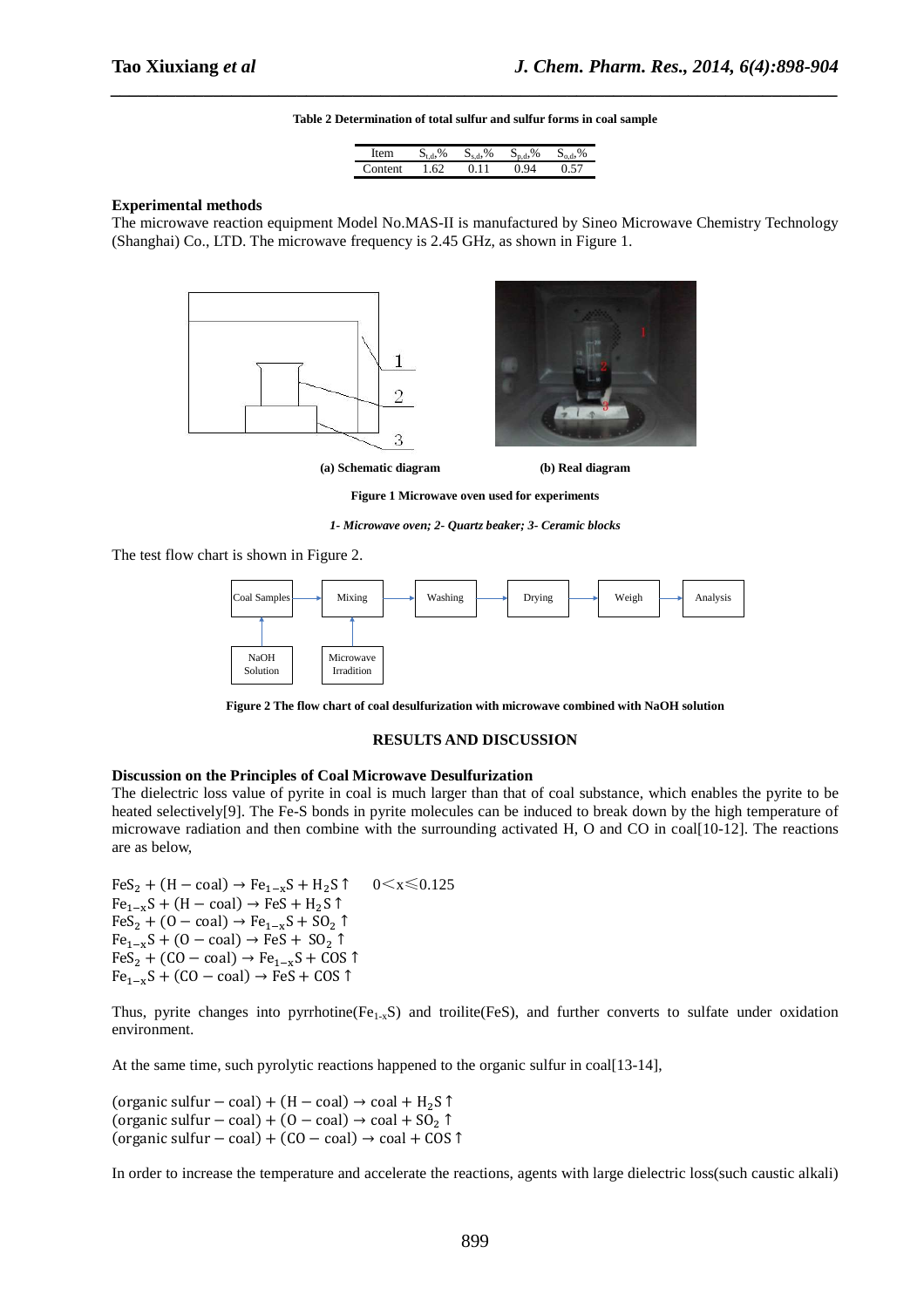**Table 2 Determination of total sulfur and sulfur forms in coal sample**

| Item | $S_{t,d}$,% | $S_{s,d}$,% | $S_{p,d}$,% | $S_{o,d}$,% |
|---|---|---|---|---|
| Content | 1.62 | 0.11 | 0.94 | 0.57 |

## Experimental methods

The microwave reaction equipment Model No.MAS-II is manufactured by Sineo Microwave Chemistry Technology (Shanghai) Co., LTD. The microwave frequency is 2.45 GHz, as shown in Figure 1.

(a) Schematic diagram (b) Real diagram

**Figure 1 Microwave oven used for experiments**

***1- Microwave oven; 2- Quartz beaker; 3- Ceramic blocks***

The test flow chart is shown in Figure 2.

Coal Samples → Mixing → Washing → Drying → Weigh → Analysis

NaOH Solution → Coal Samples; Microwave Irradition → Mixing

**Figure 2 The flow chart of coal desulfurization with microwave combined with NaOH solution**

## RESULTS AND DISCUSSION

### Discussion on the Principles of Coal Microwave Desulfurization

The dielectric loss value of pyrite in coal is much larger than that of coal substance, which enables the pyrite to be heated selectively[9]. The Fe-S bonds in pyrite molecules can be induced to break down by the high temperature of microwave radiation and then combine with the surrounding activated H, O and CO in coal[10-12]. The reactions are as below,

$$FeS_2 + (H-coal) \rightarrow Fe_{1-x}S + H_2S\uparrow \quad 0<x\leqslant 0.125$$
$$Fe_{1-x}S + (H-coal) \rightarrow FeS + H_2S\uparrow$$
$$FeS_2 + (O-coal) \rightarrow Fe_{1-x}S + SO_2\uparrow$$
$$Fe_{1-x}S + (O-coal) \rightarrow FeS + SO_2\uparrow$$
$$FeS_2 + (CO-coal) \rightarrow Fe_{1-x}S + COS\uparrow$$
$$Fe_{1-x}S + (CO-coal) \rightarrow FeS + COS\uparrow$$

Thus, pyrite changes into pyrrhotine($Fe_{1-x}S$) and troilite(FeS), and further converts to sulfate under oxidation environment.

At the same time, such pyrolytic reactions happened to the organic sulfur in coal[13-14],

$$(organic\ sulfur-coal) + (H-coal) \rightarrow coal + H_2S\uparrow$$
$$(organic\ sulfur-coal) + (O-coal) \rightarrow coal + SO_2\uparrow$$
$$(organic\ sulfur-coal) + (CO-coal) \rightarrow coal + COS\uparrow$$

In order to increase the temperature and accelerate the reactions, agents with large dielectric loss(such caustic alkali)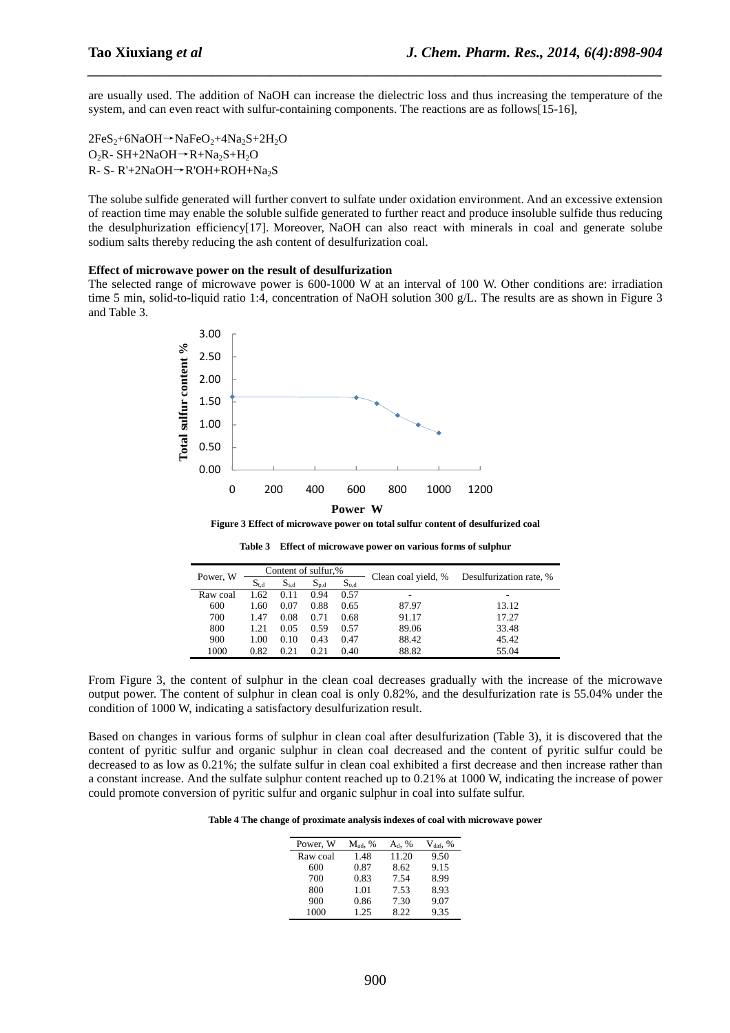are usually used. The addition of NaOH can increase the dielectric loss and thus increasing the temperature of the system, and can even react with sulfur-containing components. The reactions are as follows[15-16],

$2FeS_2+6NaOH \rightarrow NaFeO_2+4Na_2S+2H_2O$
$O_2R- SH+2NaOH \rightarrow R+Na_2S+H_2O$
$R- S- R'+2NaOH \rightarrow R'OH+ROH+Na_2S$

The solube sulfide generated will further convert to sulfate under oxidation environment. And an excessive extension of reaction time may enable the soluble sulfide generated to further react and produce insoluble sulfide thus reducing the desulphurization efficiency[17]. Moreover, NaOH can also react with minerals in coal and generate solube sodium salts thereby reducing the ash content of desulfurization coal.

**Effect of microwave power on the result of desulfurization**

The selected range of microwave power is 600-1000 W at an interval of 100 W. Other conditions are: irradiation time 5 min, solid-to-liquid ratio 1:4, concentration of NaOH solution 300 g/L. The results are as shown in Figure 3 and Table 3.

**Figure 3 Effect of microwave power on total sulfur content of desulfurized coal**

**Table 3 Effect of microwave power on various forms of sulphur**

| Power, W | Content of sulfur,% | | | | Clean coal yield, % | Desulfurization rate, % |
|---|---|---|---|---|---|---|
| | $S_{t,d}$ | $S_{s,d}$ | $S_{p,d}$ | $S_{o,d}$ | | |
| Raw coal | 1.62 | 0.11 | 0.94 | 0.57 | - | - |
| 600 | 1.60 | 0.07 | 0.88 | 0.65 | 87.97 | 13.12 |
| 700 | 1.47 | 0.08 | 0.71 | 0.68 | 91.17 | 17.27 |
| 800 | 1.21 | 0.05 | 0.59 | 0.57 | 89.06 | 33.48 |
| 900 | 1.00 | 0.10 | 0.43 | 0.47 | 88.42 | 45.42 |
| 1000 | 0.82 | 0.21 | 0.21 | 0.40 | 88.82 | 55.04 |

From Figure 3, the content of sulphur in the clean coal decreases gradually with the increase of the microwave output power. The content of sulphur in clean coal is only 0.82%, and the desulfurization rate is 55.04% under the condition of 1000 W, indicating a satisfactory desulfurization result.

Based on changes in various forms of sulphur in clean coal after desulfurization (Table 3), it is discovered that the content of pyritic sulfur and organic sulphur in clean coal decreased and the content of pyritic sulfur could be decreased to as low as 0.21%; the sulfate sulfur in clean coal exhibited a first decrease and then increase rather than a constant increase. And the sulfate sulphur content reached up to 0.21% at 1000 W, indicating the increase of power could promote conversion of pyritic sulfur and organic sulphur in coal into sulfate sulfur.

**Table 4 The change of proximate analysis indexes of coal with microwave power**

| Power, W | $M_{ad}$, % | $A_d$, % | $V_{daf}$, % |
|---|---|---|---|
| Raw coal | 1.48 | 11.20 | 9.50 |
| 600 | 0.87 | 8.62 | 9.15 |
| 700 | 0.83 | 7.54 | 8.99 |
| 800 | 1.01 | 7.53 | 8.93 |
| 900 | 0.86 | 7.30 | 9.07 |
| 1000 | 1.25 | 8.22 | 9.35 |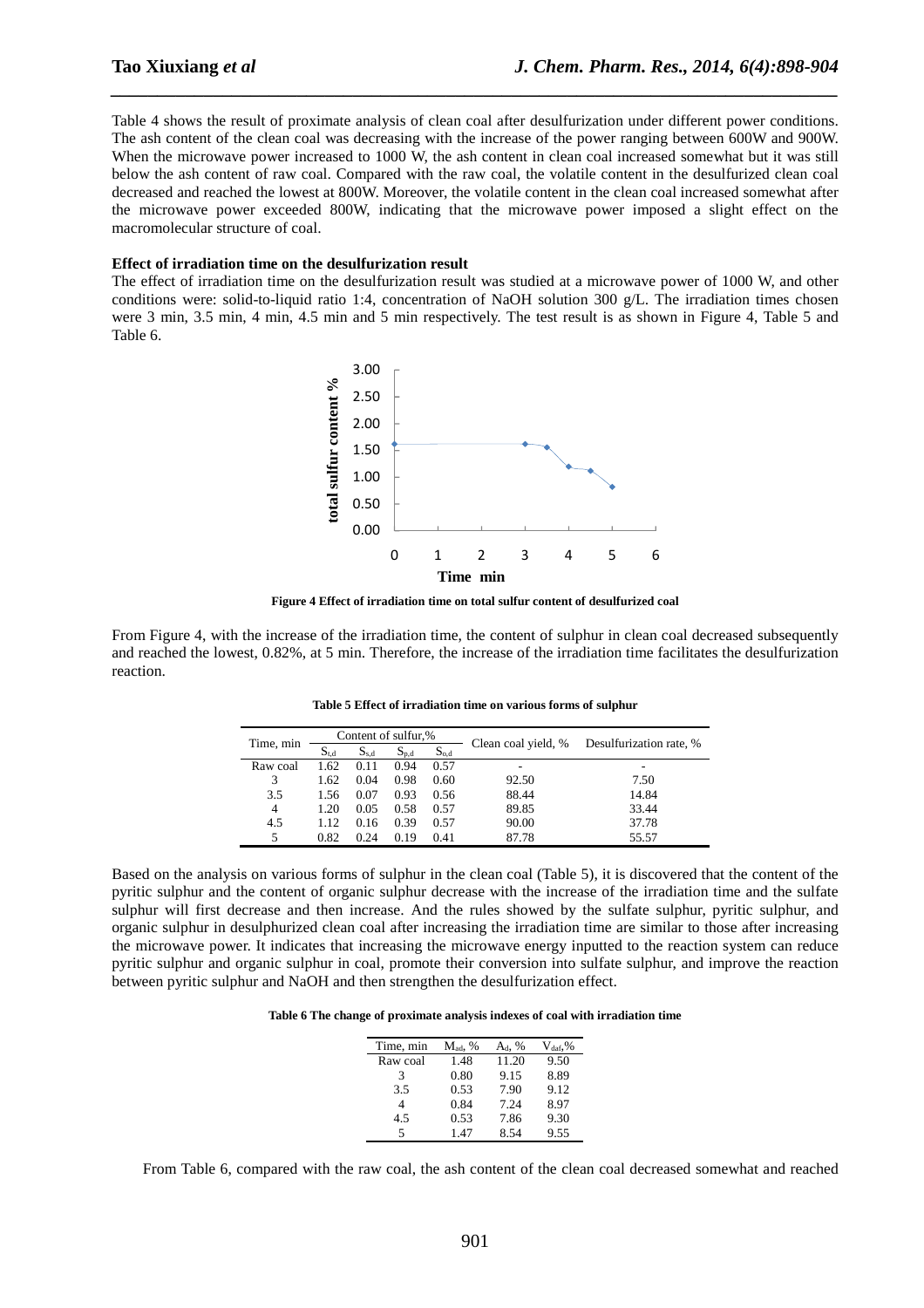Table 4 shows the result of proximate analysis of clean coal after desulfurization under different power conditions. The ash content of the clean coal was decreasing with the increase of the power ranging between 600W and 900W. When the microwave power increased to 1000 W, the ash content in clean coal increased somewhat but it was still below the ash content of raw coal. Compared with the raw coal, the volatile content in the desulfurized clean coal decreased and reached the lowest at 800W. Moreover, the volatile content in the clean coal increased somewhat after the microwave power exceeded 800W, indicating that the microwave power imposed a slight effect on the macromolecular structure of coal.

**Effect of irradiation time on the desulfurization result**

The effect of irradiation time on the desulfurization result was studied at a microwave power of 1000 W, and other conditions were: solid-to-liquid ratio 1:4, concentration of NaOH solution 300 g/L. The irradiation times chosen were 3 min, 3.5 min, 4 min, 4.5 min and 5 min respectively. The test result is as shown in Figure 4, Table 5 and Table 6.

**Figure 4 Effect of irradiation time on total sulfur content of desulfurized coal**

From Figure 4, with the increase of the irradiation time, the content of sulphur in clean coal decreased subsequently and reached the lowest, 0.82%, at 5 min. Therefore, the increase of the irradiation time facilitates the desulfurization reaction.

**Table 5 Effect of irradiation time on various forms of sulphur**

| Time, min | Content of sulfur,% | | | | Clean coal yield, % | Desulfurization rate, % |
|---|---|---|---|---|---|---|
| | $S_{t,d}$ | $S_{s,d}$ | $S_{p,d}$ | $S_{o,d}$ | | |
| Raw coal | 1.62 | 0.11 | 0.94 | 0.57 | - | - |
| 3 | 1.62 | 0.04 | 0.98 | 0.60 | 92.50 | 7.50 |
| 3.5 | 1.56 | 0.07 | 0.93 | 0.56 | 88.44 | 14.84 |
| 4 | 1.20 | 0.05 | 0.58 | 0.57 | 89.85 | 33.44 |
| 4.5 | 1.12 | 0.16 | 0.39 | 0.57 | 90.00 | 37.78 |
| 5 | 0.82 | 0.24 | 0.19 | 0.41 | 87.78 | 55.57 |

Based on the analysis on various forms of sulphur in the clean coal (Table 5), it is discovered that the content of the pyritic sulphur and the content of organic sulphur decrease with the increase of the irradiation time and the sulfate sulphur will first decrease and then increase. And the rules showed by the sulfate sulphur, pyritic sulphur, and organic sulphur in desulphurized clean coal after increasing the irradiation time are similar to those after increasing the microwave power. It indicates that increasing the microwave energy inputted to the reaction system can reduce pyritic sulphur and organic sulphur in coal, promote their conversion into sulfate sulphur, and improve the reaction between pyritic sulphur and NaOH and then strengthen the desulfurization effect.

**Table 6 The change of proximate analysis indexes of coal with irradiation time**

| Time, min | $M_{ad}$, % | $A_d$, % | $V_{daf}$,% |
|---|---|---|---|
| Raw coal | 1.48 | 11.20 | 9.50 |
| 3 | 0.80 | 9.15 | 8.89 |
| 3.5 | 0.53 | 7.90 | 9.12 |
| 4 | 0.84 | 7.24 | 8.97 |
| 4.5 | 0.53 | 7.86 | 9.30 |
| 5 | 1.47 | 8.54 | 9.55 |

From Table 6, compared with the raw coal, the ash content of the clean coal decreased somewhat and reached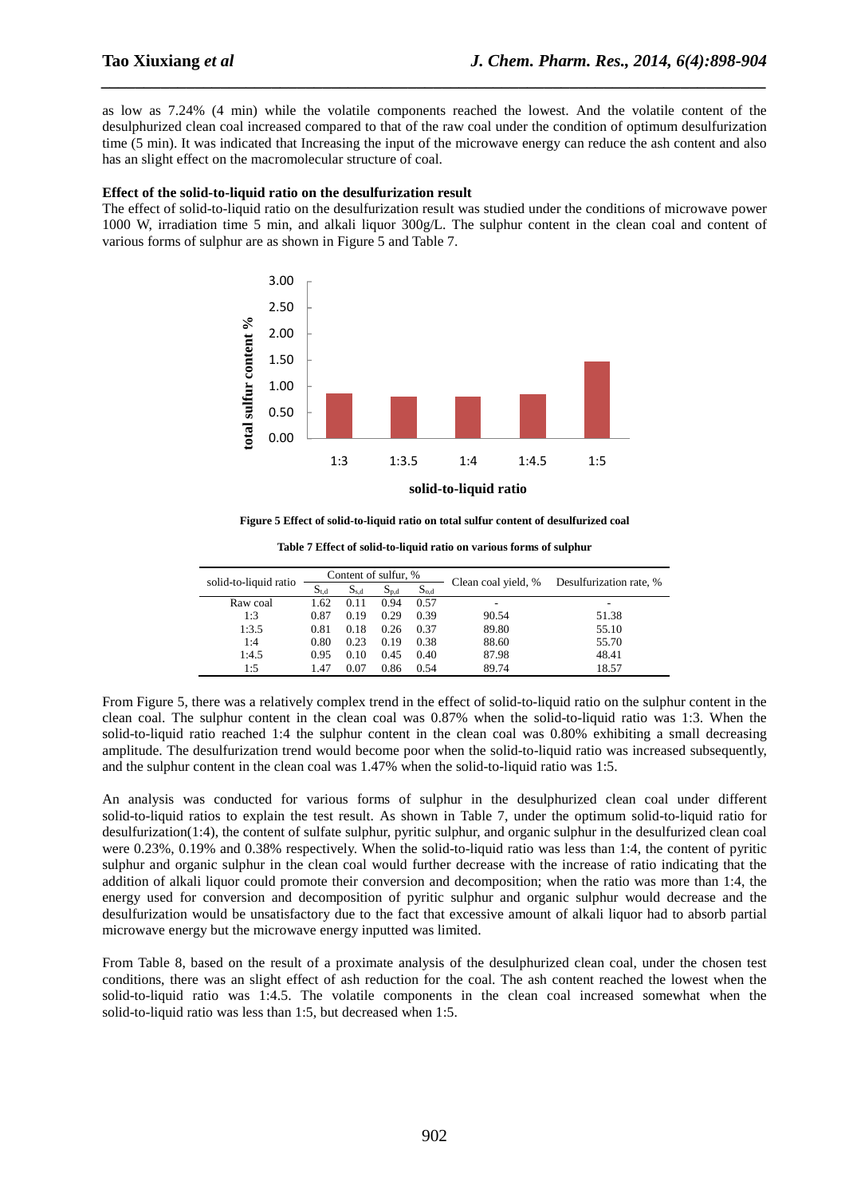as low as 7.24% (4 min) while the volatile components reached the lowest. And the volatile content of the desulphurized clean coal increased compared to that of the raw coal under the condition of optimum desulfurization time (5 min). It was indicated that Increasing the input of the microwave energy can reduce the ash content and also has an slight effect on the macromolecular structure of coal.

**Effect of the solid-to-liquid ratio on the desulfurization result**

The effect of solid-to-liquid ratio on the desulfurization result was studied under the conditions of microwave power 1000 W, irradiation time 5 min, and alkali liquor 300g/L. The sulphur content in the clean coal and content of various forms of sulphur are as shown in Figure 5 and Table 7.

**Figure 5 Effect of solid-to-liquid ratio on total sulfur content of desulfurized coal**

**Table 7 Effect of solid-to-liquid ratio on various forms of sulphur**

| solid-to-liquid ratio | Content of sulfur, % | | | | Clean coal yield, % | Desulfurization rate, % |
|---|---|---|---|---|---|---|
| | $S_{t,d}$ | $S_{s,d}$ | $S_{p,d}$ | $S_{o,d}$ | | |
| Raw coal | 1.62 | 0.11 | 0.94 | 0.57 | - | - |
| 1:3 | 0.87 | 0.19 | 0.29 | 0.39 | 90.54 | 51.38 |
| 1:3.5 | 0.81 | 0.18 | 0.26 | 0.37 | 89.80 | 55.10 |
| 1:4 | 0.80 | 0.23 | 0.19 | 0.38 | 88.60 | 55.70 |
| 1:4.5 | 0.95 | 0.10 | 0.45 | 0.40 | 87.98 | 48.41 |
| 1:5 | 1.47 | 0.07 | 0.86 | 0.54 | 89.74 | 18.57 |

From Figure 5, there was a relatively complex trend in the effect of solid-to-liquid ratio on the sulphur content in the clean coal. The sulphur content in the clean coal was 0.87% when the solid-to-liquid ratio was 1:3. When the solid-to-liquid ratio reached 1:4 the sulphur content in the clean coal was 0.80% exhibiting a small decreasing amplitude. The desulfurization trend would become poor when the solid-to-liquid ratio was increased subsequently, and the sulphur content in the clean coal was 1.47% when the solid-to-liquid ratio was 1:5.

An analysis was conducted for various forms of sulphur in the desulphurized clean coal under different solid-to-liquid ratios to explain the test result. As shown in Table 7, under the optimum solid-to-liquid ratio for desulfurization(1:4), the content of sulfate sulphur, pyritic sulphur, and organic sulphur in the desulfurized clean coal were 0.23%, 0.19% and 0.38% respectively. When the solid-to-liquid ratio was less than 1:4, the content of pyritic sulphur and organic sulphur in the clean coal would further decrease with the increase of ratio indicating that the addition of alkali liquor could promote their conversion and decomposition; when the ratio was more than 1:4, the energy used for conversion and decomposition of pyritic sulphur and organic sulphur would decrease and the desulfurization would be unsatisfactory due to the fact that excessive amount of alkali liquor had to absorb partial microwave energy but the microwave energy inputted was limited.

From Table 8, based on the result of a proximate analysis of the desulphurized clean coal, under the chosen test conditions, there was an slight effect of ash reduction for the coal. The ash content reached the lowest when the solid-to-liquid ratio was 1:4.5. The volatile components in the clean coal increased somewhat when the solid-to-liquid ratio was less than 1:5, but decreased when 1:5.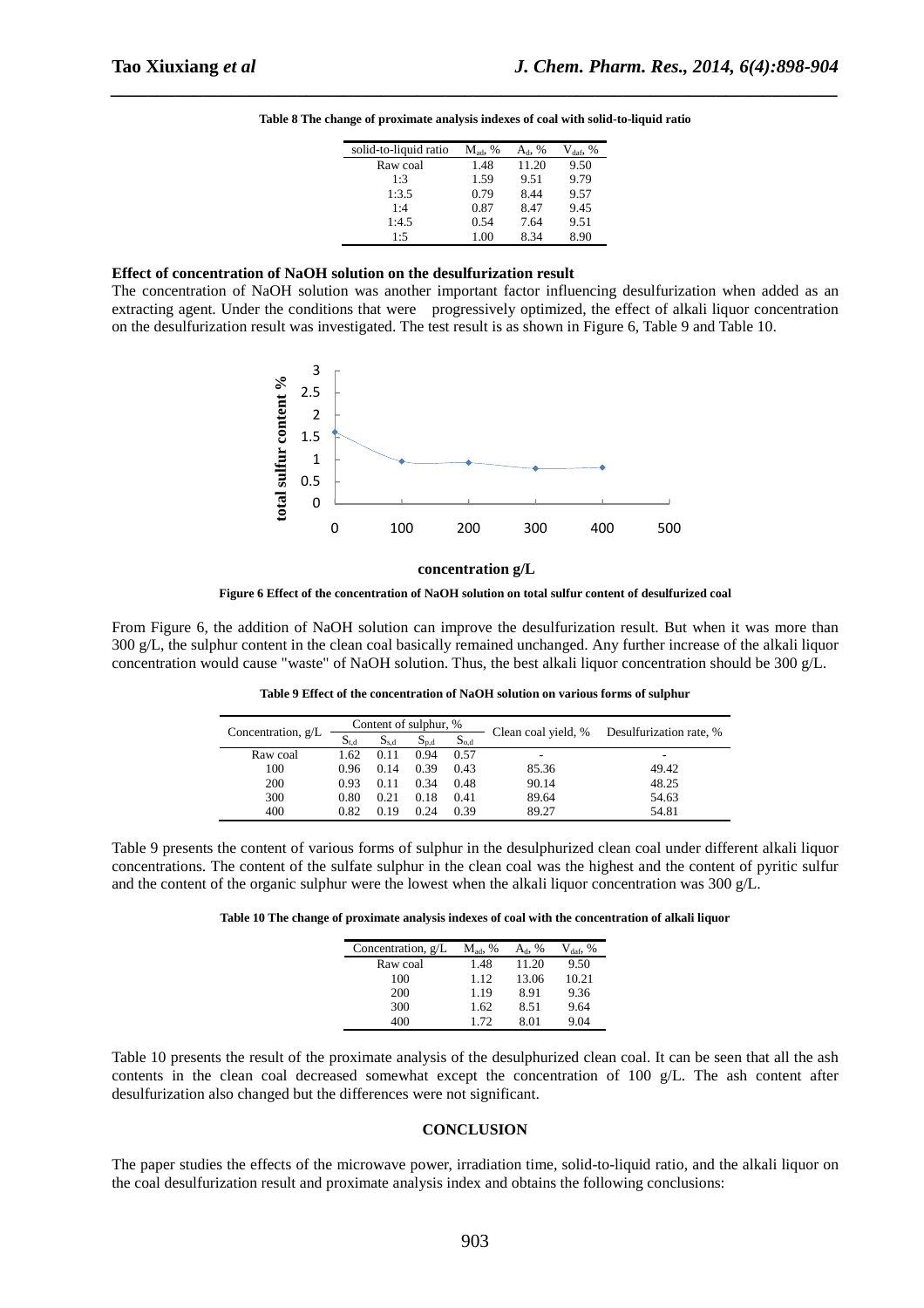**Table 8 The change of proximate analysis indexes of coal with solid-to-liquid ratio**

| solid-to-liquid ratio | $M_{ad}$, % | $A_d$, % | $V_{daf}$, % |
|---|---|---|---|
| Raw coal | 1.48 | 11.20 | 9.50 |
| 1:3 | 1.59 | 9.51 | 9.79 |
| 1:3.5 | 0.79 | 8.44 | 9.57 |
| 1:4 | 0.87 | 8.47 | 9.45 |
| 1:4.5 | 0.54 | 7.64 | 9.51 |
| 1:5 | 1.00 | 8.34 | 8.90 |

**Effect of concentration of NaOH solution on the desulfurization result**

The concentration of NaOH solution was another important factor influencing desulfurization when added as an extracting agent. Under the conditions that were progressively optimized, the effect of alkali liquor concentration on the desulfurization result was investigated. The test result is as shown in Figure 6, Table 9 and Table 10.

**Figure 6 Effect of the concentration of NaOH solution on total sulfur content of desulfurized coal**

From Figure 6, the addition of NaOH solution can improve the desulfurization result. But when it was more than 300 g/L, the sulphur content in the clean coal basically remained unchanged. Any further increase of the alkali liquor concentration would cause "waste" of NaOH solution. Thus, the best alkali liquor concentration should be 300 g/L.

**Table 9 Effect of the concentration of NaOH solution on various forms of sulphur**

| Concentration, g/L | Content of sulphur, % | | | | Clean coal yield, % | Desulfurization rate, % |
|---|---|---|---|---|---|---|
| | $S_{t,d}$ | $S_{s,d}$ | $S_{p,d}$ | $S_{o,d}$ | | |
| Raw coal | 1.62 | 0.11 | 0.94 | 0.57 | - | - |
| 100 | 0.96 | 0.14 | 0.39 | 0.43 | 85.36 | 49.42 |
| 200 | 0.93 | 0.11 | 0.34 | 0.48 | 90.14 | 48.25 |
| 300 | 0.80 | 0.21 | 0.18 | 0.41 | 89.64 | 54.63 |
| 400 | 0.82 | 0.19 | 0.24 | 0.39 | 89.27 | 54.81 |

Table 9 presents the content of various forms of sulphur in the desulphurized clean coal under different alkali liquor concentrations. The content of the sulfate sulphur in the clean coal was the highest and the content of pyritic sulfur and the content of the organic sulphur were the lowest when the alkali liquor concentration was 300 g/L.

**Table 10 The change of proximate analysis indexes of coal with the concentration of alkali liquor**

| Concentration, g/L | $M_{ad}$, % | $A_d$, % | $V_{daf}$, % |
|---|---|---|---|
| Raw coal | 1.48 | 11.20 | 9.50 |
| 100 | 1.12 | 13.06 | 10.21 |
| 200 | 1.19 | 8.91 | 9.36 |
| 300 | 1.62 | 8.51 | 9.64 |
| 400 | 1.72 | 8.01 | 9.04 |

Table 10 presents the result of the proximate analysis of the desulphurized clean coal. It can be seen that all the ash contents in the clean coal decreased somewhat except the concentration of 100 g/L. The ash content after desulfurization also changed but the differences were not significant.

## CONCLUSION

The paper studies the effects of the microwave power, irradiation time, solid-to-liquid ratio, and the alkali liquor on the coal desulfurization result and proximate analysis index and obtains the following conclusions: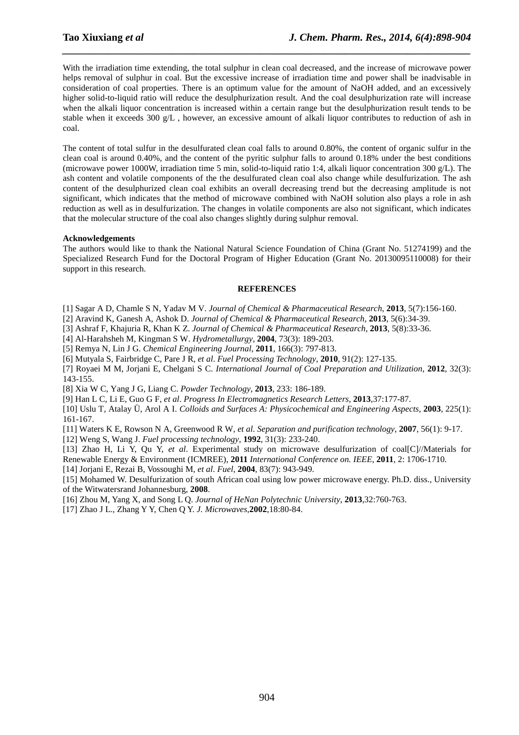With the irradiation time extending, the total sulphur in clean coal decreased, and the increase of microwave power helps removal of sulphur in coal. But the excessive increase of irradiation time and power shall be inadvisable in consideration of coal properties. There is an optimum value for the amount of NaOH added, and an excessively higher solid-to-liquid ratio will reduce the desulphurization result. And the coal desulphurization rate will increase when the alkali liquor concentration is increased within a certain range but the desulphurization result tends to be stable when it exceeds 300 g/L , however, an excessive amount of alkali liquor contributes to reduction of ash in coal.

The content of total sulfur in the desulfurated clean coal falls to around 0.80%, the content of organic sulfur in the clean coal is around 0.40%, and the content of the pyritic sulphur falls to around 0.18% under the best conditions (microwave power 1000W, irradiation time 5 min, solid-to-liquid ratio 1:4, alkali liquor concentration 300 g/L). The ash content and volatile components of the the desulfurated clean coal also change while desulfurization. The ash content of the desulphurized clean coal exhibits an overall decreasing trend but the decreasing amplitude is not significant, which indicates that the method of microwave combined with NaOH solution also plays a role in ash reduction as well as in desulfurization. The changes in volatile components are also not significant, which indicates that the molecular structure of the coal also changes slightly during sulphur removal.

**Acknowledgements**

The authors would like to thank the National Natural Science Foundation of China (Grant No. 51274199) and the Specialized Research Fund for the Doctoral Program of Higher Education (Grant No. 20130095110008) for their support in this research.

## REFERENCES

[1] Sagar A D, Chamle S N, Yadav M V. *Journal of Chemical & Pharmaceutical Research*, **2013**, 5(7):156-160.

[2] Aravind K, Ganesh A, Ashok D. *Journal of Chemical & Pharmaceutical Research,* **2013**, 5(6):34-39.

[3] Ashraf F, Khajuria R, Khan K Z. *Journal of Chemical & Pharmaceutical Research*, **2013**, 5(8):33-36.

[4] Al-Harahsheh M, Kingman S W. *Hydrometallurgy*, **2004**, 73(3): 189-203.

[5] Remya N, Lin J G. *Chemical Engineering Journal*, **2011**, 166(3): 797-813.

[6] Mutyala S, Fairbridge C, Pare J R, *et al*. *Fuel Processing Technology*, **2010**, 91(2): 127-135.

[7] Royaei M M, Jorjani E, Chelgani S C. *International Journal of Coal Preparation and Utilization*, **2012**, 32(3): 143-155.

[8] Xia W C, Yang J G, Liang C. *Powder Technology*, **2013**, 233: 186-189.

[9] Han L C, Li E, Guo G F, *et al*. *Progress In Electromagnetics Research Letters*, **2013**,37:177-87.

[10] Uslu T, Atalay Ü, Arol A I. *Colloids and Surfaces A: Physicochemical and Engineering Aspects*, **2003**, 225(1): 161-167.

[11] Waters K E, Rowson N A, Greenwood R W, *et al*. *Separation and purification technology*, **2007**, 56(1): 9-17.

[12] Weng S, Wang J. *Fuel processing technology*, **1992**, 31(3): 233-240.

[13] Zhao H, Li Y, Qu Y, *et al*. Experimental study on microwave desulfurization of coal[C]//Materials for Renewable Energy & Environment (ICMREE), **2011** *International Conference on. IEEE*, **2011**, 2: 1706-1710.

[14] Jorjani E, Rezai B, Vossoughi M, *et al*. *Fuel*, **2004**, 83(7): 943-949.

[15] Mohamed W. Desulfurization of south African coal using low power microwave energy. Ph.D. diss., University of the Witwatersrand Johannesburg, **2008**.

[16] Zhou M, Yang X, and Song L Q. *Journal of HeNan Polytechnic University*, **2013**,32:760-763.

[17] Zhao J L., Zhang Y Y, Chen Q Y. *J. Microwaves*,**2002**,18:80-84.